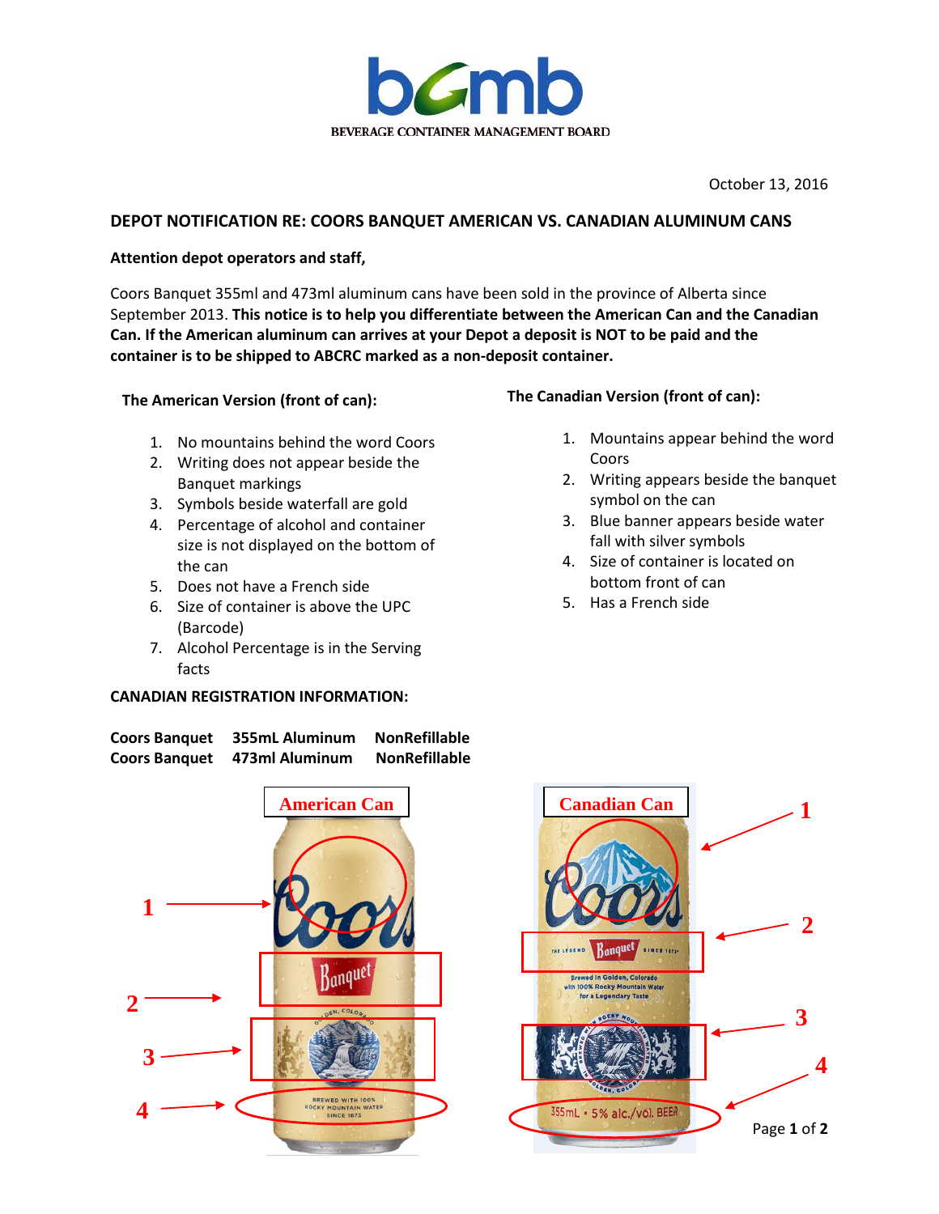October 13, 2016

## DEPOT NOTIFICATION RE: COORS BANQUET AMERICAN VS. CANADIAN ALUMINUM CANS

**Attention depot operators and staff,**

Coors Banquet 355ml and 473ml aluminum cans have been sold in the province of Alberta since September 2013. **This notice is to help you differentiate between the American Can and the Canadian Can. If the American aluminum can arrives at your Depot a deposit is NOT to be paid and the container is to be shipped to ABCRC marked as a non-deposit container.**

**The American Version (front of can):**

1. No mountains behind the word Coors
2. Writing does not appear beside the Banquet markings
3. Symbols beside waterfall are gold
4. Percentage of alcohol and container size is not displayed on the bottom of the can
5. Does not have a French side
6. Size of container is above the UPC (Barcode)
7. Alcohol Percentage is in the Serving facts

**The Canadian Version (front of can):**

1. Mountains appear behind the word Coors
2. Writing appears beside the banquet symbol on the can
3. Blue banner appears beside water fall with silver symbols
4. Size of container is located on bottom front of can
5. Has a French side

**CANADIAN REGISTRATION INFORMATION:**

| | | |
|---|---|---|
| **Coors Banquet** | **355mL Aluminum** | **NonRefillable** |
| **Coors Banquet** | **473ml Aluminum** | **NonRefillable** |

American Can

Canadian Can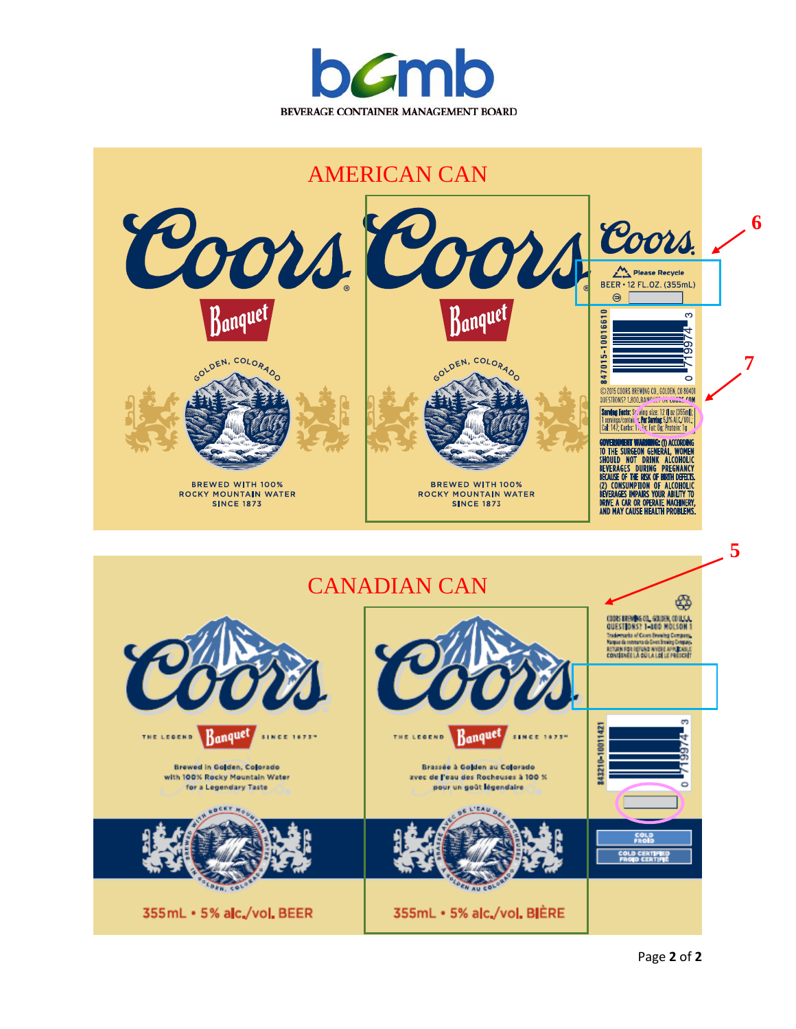BEVERAGE CONTAINER MANAGEMENT BOARD

## AMERICAN CAN

Coors

Banquet

GOLDEN, COLORADO

BREWED WITH 100%
ROCKY MOUNTAIN WATER
SINCE 1873

Coors

Banquet

GOLDEN, COLORADO

BREWED WITH 100%
ROCKY MOUNTAIN WATER
SINCE 1873

Coors

6

Please Recycle
BEER • 12 FL.OZ. (355mL)

847015-10016610

0 71997 4 3

7

©2015 COORS BREWING CO., GOLDEN, CO 80401
QUESTIONS? 1.800.BANQUET or COORS.COM

Serving Facts: Serving size: 12 fl oz (355mL); 1 servings/container. Per Serving: 5.0% ALC./VOL.; Cal: 147; Carbs: 11.7g; Fat: 0g; Protein: 1g

GOVERNMENT WARNING: (1) ACCORDING TO THE SURGEON GENERAL, WOMEN SHOULD NOT DRINK ALCOHOLIC BEVERAGES DURING PREGNANCY BECAUSE OF THE RISK OF BIRTH DEFECTS. (2) CONSUMPTION OF ALCOHOLIC BEVERAGES IMPAIRS YOUR ABILITY TO DRIVE A CAR OR OPERATE MACHINERY, AND MAY CAUSE HEALTH PROBLEMS.

## CANADIAN CAN

5

Coors

THE LEGEND Banquet SINCE 1873

Brewed in Golden, Colorado
with 100% Rocky Mountain Water
for a Legendary Taste

BREWED WITH ROCKY MOUNTAIN WATER · GOLDEN, COLORADO

355mL • 5% alc./vol. BEER

Coors

THE LEGEND Banquet SINCE 1873

Brassée à Golden au Colorado
avec de l'eau des Rocheuses à 100 %
pour un goût légendaire

BRASSÉE AVEC DE L'EAU DES ROCHEUSES · GOLDEN AU COLORADO

355mL • 5% alc./vol. BIÈRE

COORS BREWING CO., GOLDEN, CO U.S.A.
QUESTIONS? 1-800 MOLSON 1
Trademarks of Coors Brewing Company.
Marque de commerce de Coors Brewing Company.
RETURN FOR REFUND WHERE APPLICABLE
CONSIGNÉE LÀ OÙ LA LOI LE PRESCRIT

843210-10011421

0 71997 4 3

COLD
FROID

COLD CERTIFIED
FROID CERTIFIÉ